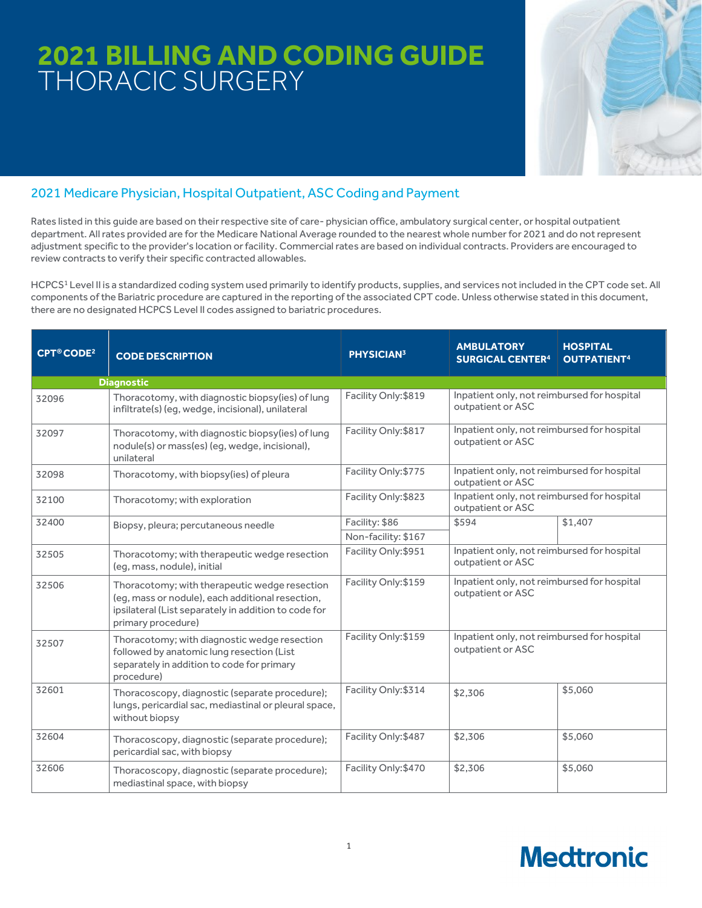# 2021 BILLING AND CODING GUIDE
## THORACIC SURGERY

### 2021 Medicare Physician, Hospital Outpatient, ASC Coding and Payment

Rates listed in this guide are based on their respective site of care- physician office, ambulatory surgical center, or hospital outpatient department. All rates provided are for the Medicare National Average rounded to the nearest whole number for 2021 and do not represent adjustment specific to the provider's location or facility. Commercial rates are based on individual contracts. Providers are encouraged to review contracts to verify their specific contracted allowables.

HCPCS[1] Level II is a standardized coding system used primarily to identify products, supplies, and services not included in the CPT code set. All components of the Bariatric procedure are captured in the reporting of the associated CPT code. Unless otherwise stated in this document, there are no designated HCPCS Level II codes assigned to bariatric procedures.

| CPT® CODE[2] | CODE DESCRIPTION | PHYSICIAN[3] | AMBULATORY SURGICAL CENTER[4] | HOSPITAL OUTPATIENT[4] |
|---|---|---|---|---|
| **Diagnostic** | | | | |
| 32096 | Thoracotomy, with diagnostic biopsy(ies) of lung infiltrate(s) (eg, wedge, incisional), unilateral | Facility Only:$819 | Inpatient only, not reimbursed for hospital outpatient or ASC | |
| 32097 | Thoracotomy, with diagnostic biopsy(ies) of lung nodule(s) or mass(es) (eg, wedge, incisional), unilateral | Facility Only:$817 | Inpatient only, not reimbursed for hospital outpatient or ASC | |
| 32098 | Thoracotomy, with biopsy(ies) of pleura | Facility Only:$775 | Inpatient only, not reimbursed for hospital outpatient or ASC | |
| 32100 | Thoracotomy; with exploration | Facility Only:$823 | Inpatient only, not reimbursed for hospital outpatient or ASC | |
| 32400 | Biopsy, pleura; percutaneous needle | Facility: $86<br>Non-facility: $167 | $594 | $1,407 |
| 32505 | Thoracotomy; with therapeutic wedge resection (eg, mass, nodule), initial | Facility Only:$951 | Inpatient only, not reimbursed for hospital outpatient or ASC | |
| 32506 | Thoracotomy; with therapeutic wedge resection (eg, mass or nodule), each additional resection, ipsilateral (List separately in addition to code for primary procedure) | Facility Only:$159 | Inpatient only, not reimbursed for hospital outpatient or ASC | |
| 32507 | Thoracotomy; with diagnostic wedge resection followed by anatomic lung resection (List separately in addition to code for primary procedure) | Facility Only:$159 | Inpatient only, not reimbursed for hospital outpatient or ASC | |
| 32601 | Thoracoscopy, diagnostic (separate procedure); lungs, pericardial sac, mediastinal or pleural space, without biopsy | Facility Only:$314 | $2,306 | $5,060 |
| 32604 | Thoracoscopy, diagnostic (separate procedure); pericardial sac, with biopsy | Facility Only:$487 | $2,306 | $5,060 |
| 32606 | Thoracoscopy, diagnostic (separate procedure); mediastinal space, with biopsy | Facility Only:$470 | $2,306 | $5,060 |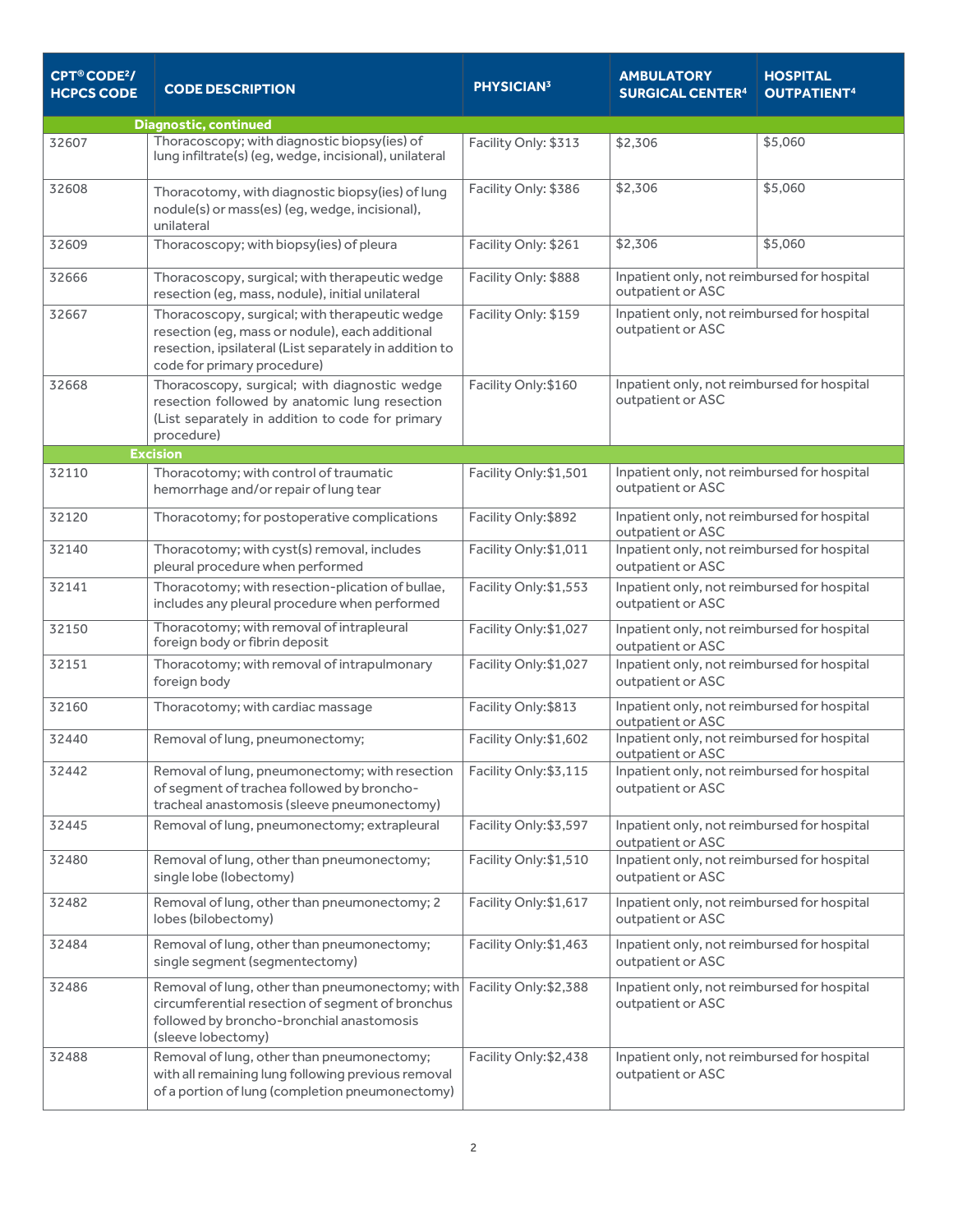| CPT® CODE[2]/ HCPCS CODE | CODE DESCRIPTION | PHYSICIAN[3] | AMBULATORY SURGICAL CENTER[4] | HOSPITAL OUTPATIENT[4] |
|---|---|---|---|---|
| **Diagnostic, continued** | | | | |
| 32607 | Thoracoscopy; with diagnostic biopsy(ies) of lung infiltrate(s) (eg, wedge, incisional), unilateral | Facility Only: $313 | $2,306 | $5,060 |
| 32608 | Thoracotomy, with diagnostic biopsy(ies) of lung nodule(s) or mass(es) (eg, wedge, incisional), unilateral | Facility Only: $386 | $2,306 | $5,060 |
| 32609 | Thoracoscopy; with biopsy(ies) of pleura | Facility Only: $261 | $2,306 | $5,060 |
| 32666 | Thoracoscopy, surgical; with therapeutic wedge resection (eg, mass, nodule), initial unilateral | Facility Only: $888 | Inpatient only, not reimbursed for hospital outpatient or ASC | |
| 32667 | Thoracoscopy, surgical; with therapeutic wedge resection (eg, mass or nodule), each additional resection, ipsilateral (List separately in addition to code for primary procedure) | Facility Only: $159 | Inpatient only, not reimbursed for hospital outpatient or ASC | |
| 32668 | Thoracoscopy, surgical; with diagnostic wedge resection followed by anatomic lung resection (List separately in addition to code for primary procedure) | Facility Only:$160 | Inpatient only, not reimbursed for hospital outpatient or ASC | |
| **Excision** | | | | |
| 32110 | Thoracotomy; with control of traumatic hemorrhage and/or repair of lung tear | Facility Only:$1,501 | Inpatient only, not reimbursed for hospital outpatient or ASC | |
| 32120 | Thoracotomy; for postoperative complications | Facility Only:$892 | Inpatient only, not reimbursed for hospital outpatient or ASC | |
| 32140 | Thoracotomy; with cyst(s) removal, includes pleural procedure when performed | Facility Only:$1,011 | Inpatient only, not reimbursed for hospital outpatient or ASC | |
| 32141 | Thoracotomy; with resection-plication of bullae, includes any pleural procedure when performed | Facility Only:$1,553 | Inpatient only, not reimbursed for hospital outpatient or ASC | |
| 32150 | Thoracotomy; with removal of intrapleural foreign body or fibrin deposit | Facility Only:$1,027 | Inpatient only, not reimbursed for hospital outpatient or ASC | |
| 32151 | Thoracotomy; with removal of intrapulmonary foreign body | Facility Only:$1,027 | Inpatient only, not reimbursed for hospital outpatient or ASC | |
| 32160 | Thoracotomy; with cardiac massage | Facility Only:$813 | Inpatient only, not reimbursed for hospital outpatient or ASC | |
| 32440 | Removal of lung, pneumonectomy; | Facility Only:$1,602 | Inpatient only, not reimbursed for hospital outpatient or ASC | |
| 32442 | Removal of lung, pneumonectomy; with resection of segment of trachea followed by broncho-tracheal anastomosis (sleeve pneumonectomy) | Facility Only:$3,115 | Inpatient only, not reimbursed for hospital outpatient or ASC | |
| 32445 | Removal of lung, pneumonectomy; extrapleural | Facility Only:$3,597 | Inpatient only, not reimbursed for hospital outpatient or ASC | |
| 32480 | Removal of lung, other than pneumonectomy; single lobe (lobectomy) | Facility Only:$1,510 | Inpatient only, not reimbursed for hospital outpatient or ASC | |
| 32482 | Removal of lung, other than pneumonectomy; 2 lobes (bilobectomy) | Facility Only:$1,617 | Inpatient only, not reimbursed for hospital outpatient or ASC | |
| 32484 | Removal of lung, other than pneumonectomy; single segment (segmentectomy) | Facility Only:$1,463 | Inpatient only, not reimbursed for hospital outpatient or ASC | |
| 32486 | Removal of lung, other than pneumonectomy; with circumferential resection of segment of bronchus followed by broncho-bronchial anastomosis (sleeve lobectomy) | Facility Only:$2,388 | Inpatient only, not reimbursed for hospital outpatient or ASC | |
| 32488 | Removal of lung, other than pneumonectomy; with all remaining lung following previous removal of a portion of lung (completion pneumonectomy) | Facility Only:$2,438 | Inpatient only, not reimbursed for hospital outpatient or ASC | |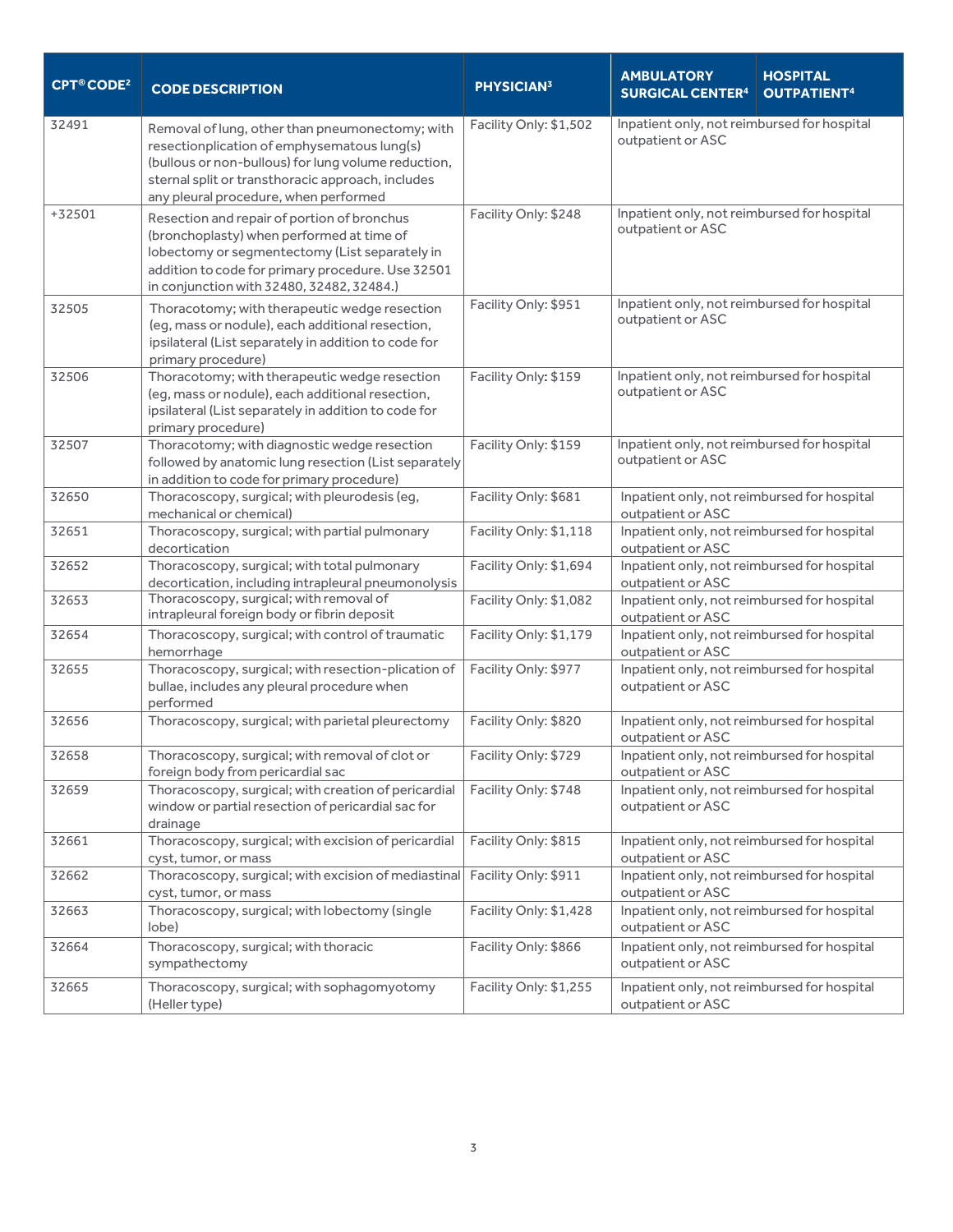| CPT® CODE[2] | CODE DESCRIPTION | PHYSICIAN[3] | AMBULATORY SURGICAL CENTER[4] | HOSPITAL OUTPATIENT[4] |
|---|---|---|---|---|
| 32491 | Removal of lung, other than pneumonectomy; with resectionplication of emphysematous lung(s) (bullous or non-bullous) for lung volume reduction, sternal split or transthoracic approach, includes any pleural procedure, when performed | Facility Only: $1,502 | Inpatient only, not reimbursed for hospital outpatient or ASC | |
| +32501 | Resection and repair of portion of bronchus (bronchoplasty) when performed at time of lobectomy or segmentectomy (List separately in addition to code for primary procedure. Use 32501 in conjunction with 32480, 32482, 32484.) | Facility Only: $248 | Inpatient only, not reimbursed for hospital outpatient or ASC | |
| 32505 | Thoracotomy; with therapeutic wedge resection (eg, mass or nodule), each additional resection, ipsilateral (List separately in addition to code for primary procedure) | Facility Only: $951 | Inpatient only, not reimbursed for hospital outpatient or ASC | |
| 32506 | Thoracotomy; with therapeutic wedge resection (eg, mass or nodule), each additional resection, ipsilateral (List separately in addition to code for primary procedure) | Facility Only: $159 | Inpatient only, not reimbursed for hospital outpatient or ASC | |
| 32507 | Thoracotomy; with diagnostic wedge resection followed by anatomic lung resection (List separately in addition to code for primary procedure) | Facility Only: $159 | Inpatient only, not reimbursed for hospital outpatient or ASC | |
| 32650 | Thoracoscopy, surgical; with pleurodesis (eg, mechanical or chemical) | Facility Only: $681 | Inpatient only, not reimbursed for hospital outpatient or ASC | |
| 32651 | Thoracoscopy, surgical; with partial pulmonary decortication | Facility Only: $1,118 | Inpatient only, not reimbursed for hospital outpatient or ASC | |
| 32652 | Thoracoscopy, surgical; with total pulmonary decortication, including intrapleural pneumonolysis | Facility Only: $1,694 | Inpatient only, not reimbursed for hospital outpatient or ASC | |
| 32653 | Thoracoscopy, surgical; with removal of intrapleural foreign body or fibrin deposit | Facility Only: $1,082 | Inpatient only, not reimbursed for hospital outpatient or ASC | |
| 32654 | Thoracoscopy, surgical; with control of traumatic hemorrhage | Facility Only: $1,179 | Inpatient only, not reimbursed for hospital outpatient or ASC | |
| 32655 | Thoracoscopy, surgical; with resection-plication of bullae, includes any pleural procedure when performed | Facility Only: $977 | Inpatient only, not reimbursed for hospital outpatient or ASC | |
| 32656 | Thoracoscopy, surgical; with parietal pleurectomy | Facility Only: $820 | Inpatient only, not reimbursed for hospital outpatient or ASC | |
| 32658 | Thoracoscopy, surgical; with removal of clot or foreign body from pericardial sac | Facility Only: $729 | Inpatient only, not reimbursed for hospital outpatient or ASC | |
| 32659 | Thoracoscopy, surgical; with creation of pericardial window or partial resection of pericardial sac for drainage | Facility Only: $748 | Inpatient only, not reimbursed for hospital outpatient or ASC | |
| 32661 | Thoracoscopy, surgical; with excision of pericardial cyst, tumor, or mass | Facility Only: $815 | Inpatient only, not reimbursed for hospital outpatient or ASC | |
| 32662 | Thoracoscopy, surgical; with excision of mediastinal cyst, tumor, or mass | Facility Only: $911 | Inpatient only, not reimbursed for hospital outpatient or ASC | |
| 32663 | Thoracoscopy, surgical; with lobectomy (single lobe) | Facility Only: $1,428 | Inpatient only, not reimbursed for hospital outpatient or ASC | |
| 32664 | Thoracoscopy, surgical; with thoracic sympathectomy | Facility Only: $866 | Inpatient only, not reimbursed for hospital outpatient or ASC | |
| 32665 | Thoracoscopy, surgical; with sophagomyotomy (Heller type) | Facility Only: $1,255 | Inpatient only, not reimbursed for hospital outpatient or ASC | |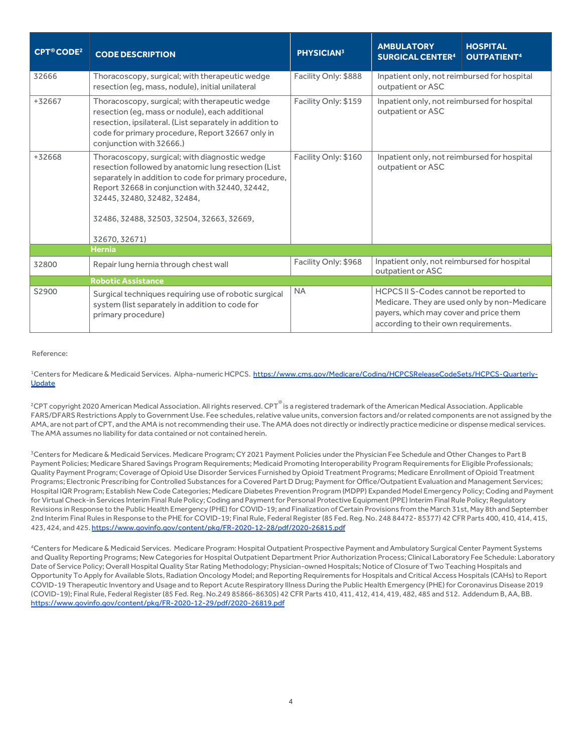| CPT® CODE[2] | CODE DESCRIPTION | PHYSICIAN[3] | AMBULATORY SURGICAL CENTER[4] | HOSPITAL OUTPATIENT[4] |
|---|---|---|---|---|
| 32666 | Thoracoscopy, surgical; with therapeutic wedge resection (eg, mass, nodule), initial unilateral | Facility Only: $888 | Inpatient only, not reimbursed for hospital outpatient or ASC | |
| +32667 | Thoracoscopy, surgical; with therapeutic wedge resection (eg, mass or nodule), each additional resection, ipsilateral. (List separately in addition to code for primary procedure, Report 32667 only in conjunction with 32666.) | Facility Only: $159 | Inpatient only, not reimbursed for hospital outpatient or ASC | |
| +32668 | Thoracoscopy, surgical; with diagnostic wedge resection followed by anatomic lung resection (List separately in addition to code for primary procedure, Report 32668 in conjunction with 32440, 32442, 32445, 32480, 32482, 32484, 32486, 32488, 32503, 32504, 32663, 32669, 32670, 32671) | Facility Only: $160 | Inpatient only, not reimbursed for hospital outpatient or ASC | |
| | **Hernia** | | | |
| 32800 | Repair lung hernia through chest wall | Facility Only: $968 | Inpatient only, not reimbursed for hospital outpatient or ASC | |
| | **Robotic Assistance** | | | |
| S2900 | Surgical techniques requiring use of robotic surgical system (list separately in addition to code for primary procedure) | NA | HCPCS II S-Codes cannot be reported to Medicare. They are used only by non-Medicare payers, which may cover and price them according to their own requirements. | |

Reference:

[1]Centers for Medicare & Medicaid Services. Alpha-numeric HCPCS. https://www.cms.gov/Medicare/Coding/HCPCSReleaseCodeSets/HCPCS-Quarterly-Update

[2]CPT copyright 2020 American Medical Association. All rights reserved. CPT® is a registered trademark of the American Medical Association. Applicable FARS/DFARS Restrictions Apply to Government Use. Fee schedules, relative value units, conversion factors and/or related components are not assigned by the AMA, are not part of CPT, and the AMA is not recommending their use. The AMA does not directly or indirectly practice medicine or dispense medical services. The AMA assumes no liability for data contained or not contained herein.

[3]Centers for Medicare & Medicaid Services. Medicare Program; CY 2021 Payment Policies under the Physician Fee Schedule and Other Changes to Part B Payment Policies; Medicare Shared Savings Program Requirements; Medicaid Promoting Interoperability Program Requirements for Eligible Professionals; Quality Payment Program; Coverage of Opioid Use Disorder Services Furnished by Opioid Treatment Programs; Medicare Enrollment of Opioid Treatment Programs; Electronic Prescribing for Controlled Substances for a Covered Part D Drug; Payment for Office/Outpatient Evaluation and Management Services; Hospital IQR Program; Establish New Code Categories; Medicare Diabetes Prevention Program (MDPP) Expanded Model Emergency Policy; Coding and Payment for Virtual Check-in Services Interim Final Rule Policy; Coding and Payment for Personal Protective Equipment (PPE) Interim Final Rule Policy; Regulatory Revisions in Response to the Public Health Emergency (PHE) for COVID-19; and Finalization of Certain Provisions from the March 31st, May 8th and September 2nd Interim Final Rules in Response to the PHE for COVID-19; Final Rule, Federal Register (85 Fed. Reg. No. 248 84472- 85377) 42 CFR Parts 400, 410, 414, 415, 423, 424, and 425. https://www.govinfo.gov/content/pkg/FR-2020-12-28/pdf/2020-26815.pdf

[4]Centers for Medicare & Medicaid Services. Medicare Program: Hospital Outpatient Prospective Payment and Ambulatory Surgical Center Payment Systems and Quality Reporting Programs; New Categories for Hospital Outpatient Department Prior Authorization Process; Clinical Laboratory Fee Schedule: Laboratory Date of Service Policy; Overall Hospital Quality Star Rating Methodology; Physician-owned Hospitals; Notice of Closure of Two Teaching Hospitals and Opportunity To Apply for Available Slots, Radiation Oncology Model; and Reporting Requirements for Hospitals and Critical Access Hospitals (CAHs) to Report COVID-19 Therapeutic Inventory and Usage and to Report Acute Respiratory Illness During the Public Health Emergency (PHE) for Coronavirus Disease 2019 (COVID-19); Final Rule, Federal Register (85 Fed. Reg.No.249 85866-86305) 42 CFR Parts 410, 411, 412, 414, 419, 482, 485 and 512. Addendum B, AA, BB. https://www.govinfo.gov/content/pkg/FR-2020-12-29/pdf/2020-26819.pdf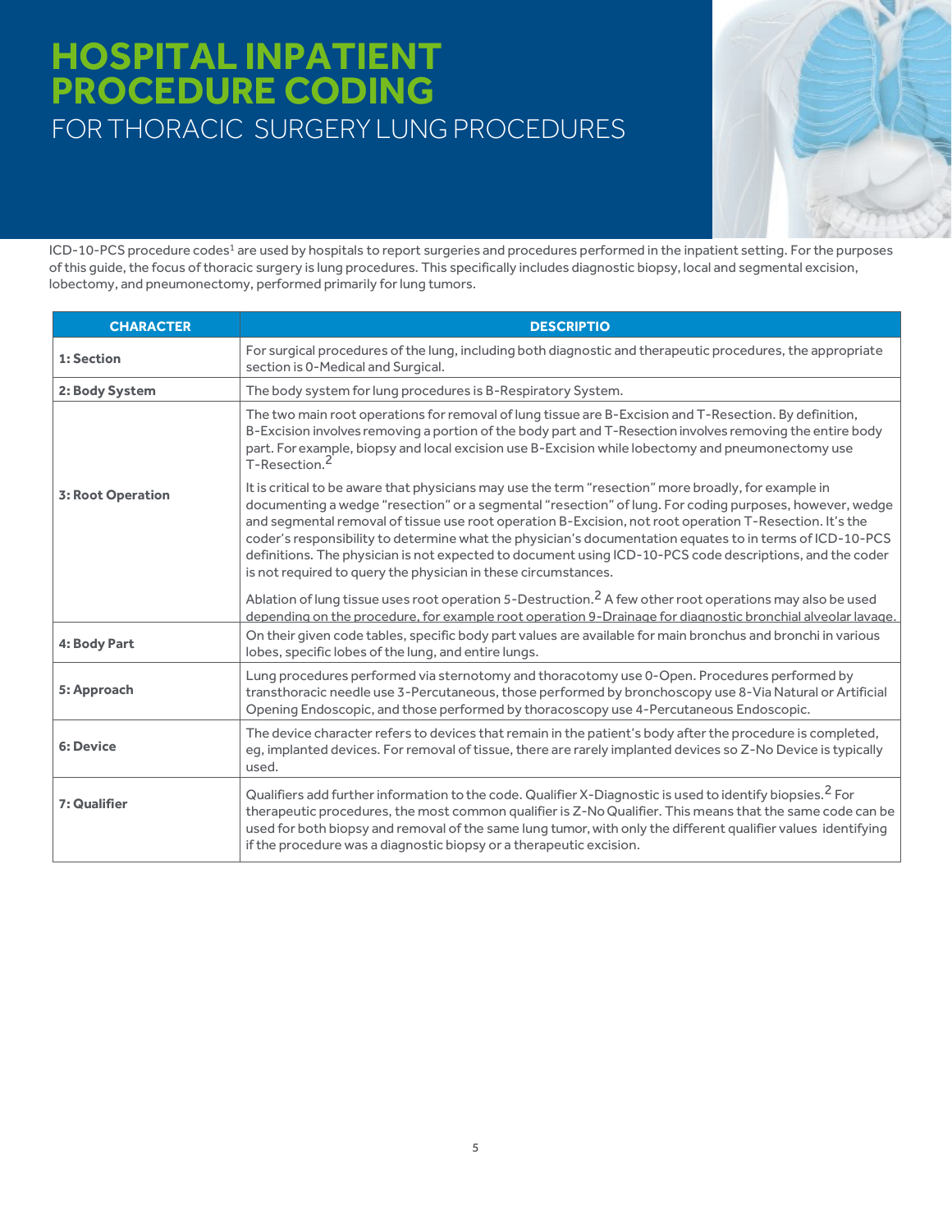# HOSPITAL INPATIENT PROCEDURE CODING

## FOR THORACIC SURGERY LUNG PROCEDURES

ICD-10-PCS procedure codes[1] are used by hospitals to report surgeries and procedures performed in the inpatient setting. For the purposes of this guide, the focus of thoracic surgery is lung procedures. This specifically includes diagnostic biopsy, local and segmental excision, lobectomy, and pneumonectomy, performed primarily for lung tumors.

| CHARACTER | DESCRIPTIO |
|---|---|
| **1: Section** | For surgical procedures of the lung, including both diagnostic and therapeutic procedures, the appropriate section is 0-Medical and Surgical. |
| **2: Body System** | The body system for lung procedures is B-Respiratory System. |
| **3: Root Operation** | The two main root operations for removal of lung tissue are B-Excision and T-Resection. By definition, B-Excision involves removing a portion of the body part and T-Resection involves removing the entire body part. For example, biopsy and local excision use B-Excision while lobectomy and pneumonectomy use T-Resection.[2]<br><br>It is critical to be aware that physicians may use the term "resection" more broadly, for example in documenting a wedge "resection" or a segmental "resection" of lung. For coding purposes, however, wedge and segmental removal of tissue use root operation B-Excision, not root operation T-Resection. It's the coder's responsibility to determine what the physician's documentation equates to in terms of ICD-10-PCS definitions. The physician is not expected to document using ICD-10-PCS code descriptions, and the coder is not required to query the physician in these circumstances.<br><br>Ablation of lung tissue uses root operation 5-Destruction.[2] A few other root operations may also be used depending on the procedure, for example root operation 9-Drainage for diagnostic bronchial alveolar lavage. |
| **4: Body Part** | On their given code tables, specific body part values are available for main bronchus and bronchi in various lobes, specific lobes of the lung, and entire lungs. |
| **5: Approach** | Lung procedures performed via sternotomy and thoracotomy use 0-Open. Procedures performed by transthoracic needle use 3-Percutaneous, those performed by bronchoscopy use 8-Via Natural or Artificial Opening Endoscopic, and those performed by thoracoscopy use 4-Percutaneous Endoscopic. |
| **6: Device** | The device character refers to devices that remain in the patient's body after the procedure is completed, eg, implanted devices. For removal of tissue, there are rarely implanted devices so Z-No Device is typically used. |
| **7: Qualifier** | Qualifiers add further information to the code. Qualifier X-Diagnostic is used to identify biopsies.[2] For therapeutic procedures, the most common qualifier is Z-No Qualifier. This means that the same code can be used for both biopsy and removal of the same lung tumor, with only the different qualifier values identifying if the procedure was a diagnostic biopsy or a therapeutic excision. |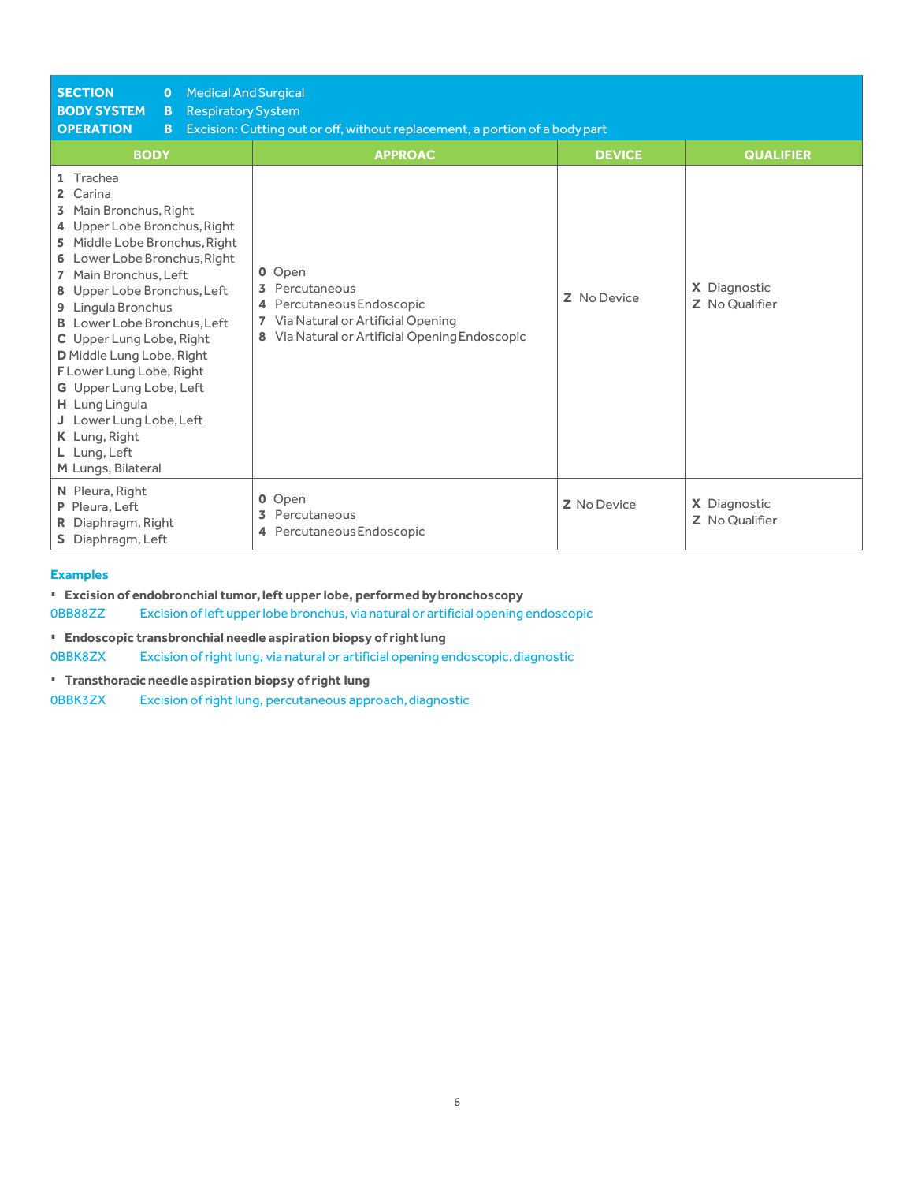| SECTION | 0 | Medical And Surgical |
|---|---|---|
| **BODY SYSTEM** | **B** | Respiratory System |
| **OPERATION** | **B** | Excision: Cutting out or off, without replacement, a portion of a body part |

| BODY | APPROAC | DEVICE | QUALIFIER |
|---|---|---|---|
| **1** Trachea<br>**2** Carina<br>**3** Main Bronchus, Right<br>**4** Upper Lobe Bronchus, Right<br>**5** Middle Lobe Bronchus, Right<br>**6** Lower Lobe Bronchus, Right<br>**7** Main Bronchus, Left<br>**8** Upper Lobe Bronchus, Left<br>**9** Lingula Bronchus<br>**B** Lower Lobe Bronchus, Left<br>**C** Upper Lung Lobe, Right<br>**D** Middle Lung Lobe, Right<br>**F** Lower Lung Lobe, Right<br>**G** Upper Lung Lobe, Left<br>**H** Lung Lingula<br>**J** Lower Lung Lobe, Left<br>**K** Lung, Right<br>**L** Lung, Left<br>**M** Lungs, Bilateral | **0** Open<br>**3** Percutaneous<br>**4** Percutaneous Endoscopic<br>**7** Via Natural or Artificial Opening<br>**8** Via Natural or Artificial Opening Endoscopic | **Z** No Device | **X** Diagnostic<br>**Z** No Qualifier |
| **N** Pleura, Right<br>**P** Pleura, Left<br>**R** Diaphragm, Right<br>**S** Diaphragm, Left | **0** Open<br>**3** Percutaneous<br>**4** Percutaneous Endoscopic | **Z** No Device | **X** Diagnostic<br>**Z** No Qualifier |

**Examples**

- **Excision of endobronchial tumor, left upper lobe, performed by bronchoscopy**

0BB88ZZ Excision of left upper lobe bronchus, via natural or artificial opening endoscopic

- **Endoscopic transbronchial needle aspiration biopsy of right lung**

0BBK8ZX Excision of right lung, via natural or artificial opening endoscopic, diagnostic

- **Transthoracic needle aspiration biopsy of right lung**

0BBK3ZX Excision of right lung, percutaneous approach, diagnostic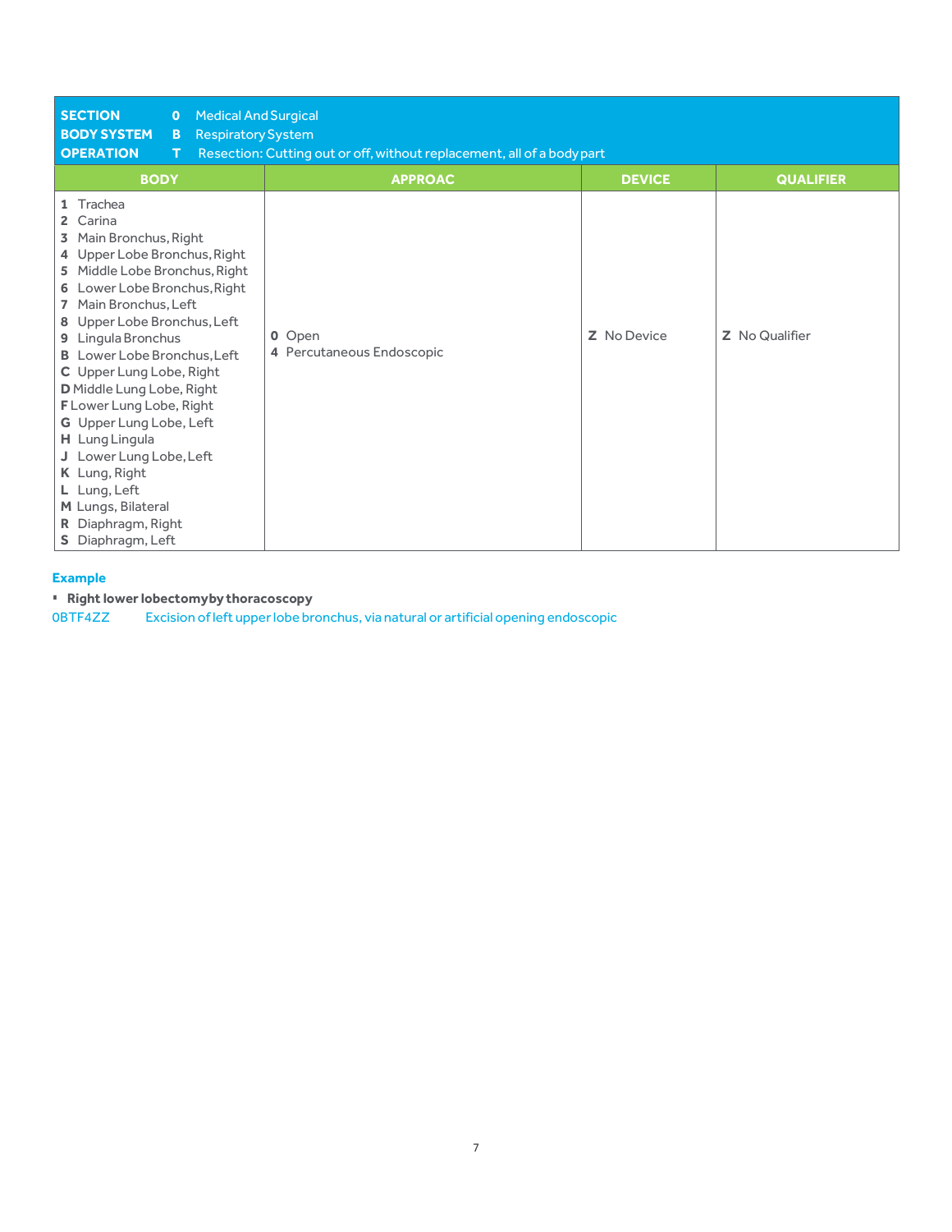| SECTION | 0 | Medical And Surgical |
|---|---|---|
| BODY SYSTEM | B | Respiratory System |
| OPERATION | T | Resection: Cutting out or off, without replacement, all of a body part |

| BODY | APPROAC | DEVICE | QUALIFIER |
|---|---|---|---|
| 1 Trachea<br>2 Carina<br>3 Main Bronchus, Right<br>4 Upper Lobe Bronchus, Right<br>5 Middle Lobe Bronchus, Right<br>6 Lower Lobe Bronchus, Right<br>7 Main Bronchus, Left<br>8 Upper Lobe Bronchus, Left<br>9 Lingula Bronchus<br>B Lower Lobe Bronchus, Left<br>C Upper Lung Lobe, Right<br>D Middle Lung Lobe, Right<br>F Lower Lung Lobe, Right<br>G Upper Lung Lobe, Left<br>H Lung Lingula<br>J Lower Lung Lobe, Left<br>K Lung, Right<br>L Lung, Left<br>M Lungs, Bilateral<br>R Diaphragm, Right<br>S Diaphragm, Left | 0 Open<br>4 Percutaneous Endoscopic | Z No Device | Z No Qualifier |

**Example**

- **Right lower lobectomyby thoracoscopy**

0BTF4ZZ Excision of left upper lobe bronchus, via natural or artificial opening endoscopic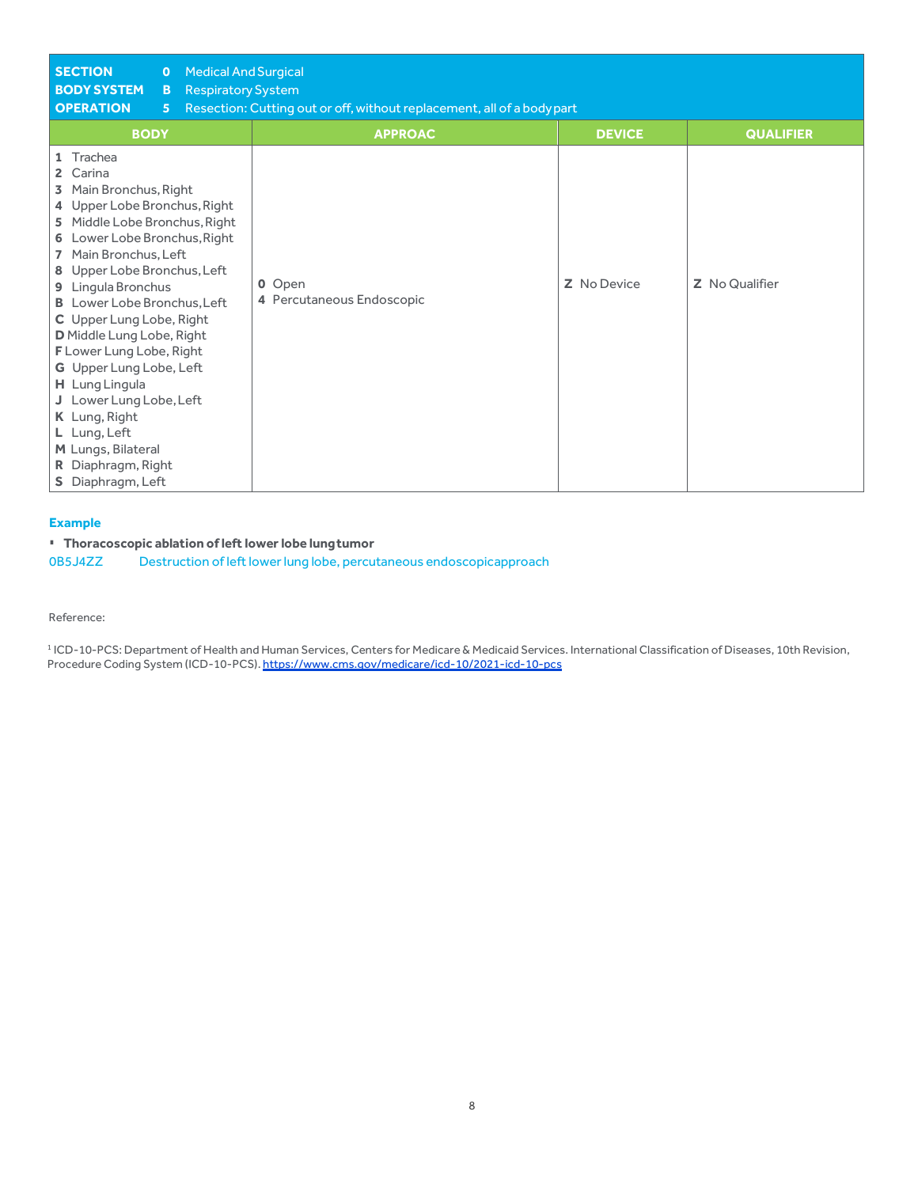| SECTION | 0 | Medical And Surgical | |
|---|---|---|---|
| BODY SYSTEM | B | Respiratory System | |
| OPERATION | 5 | Resection: Cutting out or off, without replacement, all of a body part | |
| **BODY** | **APPROAC** | **DEVICE** | **QUALIFIER** |
| 1 Trachea<br>2 Carina<br>3 Main Bronchus, Right<br>4 Upper Lobe Bronchus, Right<br>5 Middle Lobe Bronchus, Right<br>6 Lower Lobe Bronchus, Right<br>7 Main Bronchus, Left<br>8 Upper Lobe Bronchus, Left<br>9 Lingula Bronchus<br>B Lower Lobe Bronchus, Left<br>C Upper Lung Lobe, Right<br>D Middle Lung Lobe, Right<br>F Lower Lung Lobe, Right<br>G Upper Lung Lobe, Left<br>H Lung Lingula<br>J Lower Lung Lobe, Left<br>K Lung, Right<br>L Lung, Left<br>M Lungs, Bilateral<br>R Diaphragm, Right<br>S Diaphragm, Left | 0 Open<br>4 Percutaneous Endoscopic | Z No Device | Z No Qualifier |

**Example**

- **Thoracoscopic ablation of left lower lobe lung tumor**

0B5J4ZZ Destruction of left lower lung lobe, percutaneous endoscopic approach

Reference:

[1] ICD-10-PCS: Department of Health and Human Services, Centers for Medicare & Medicaid Services. International Classification of Diseases, 10th Revision, Procedure Coding System (ICD-10-PCS). https://www.cms.gov/medicare/icd-10/2021-icd-10-pcs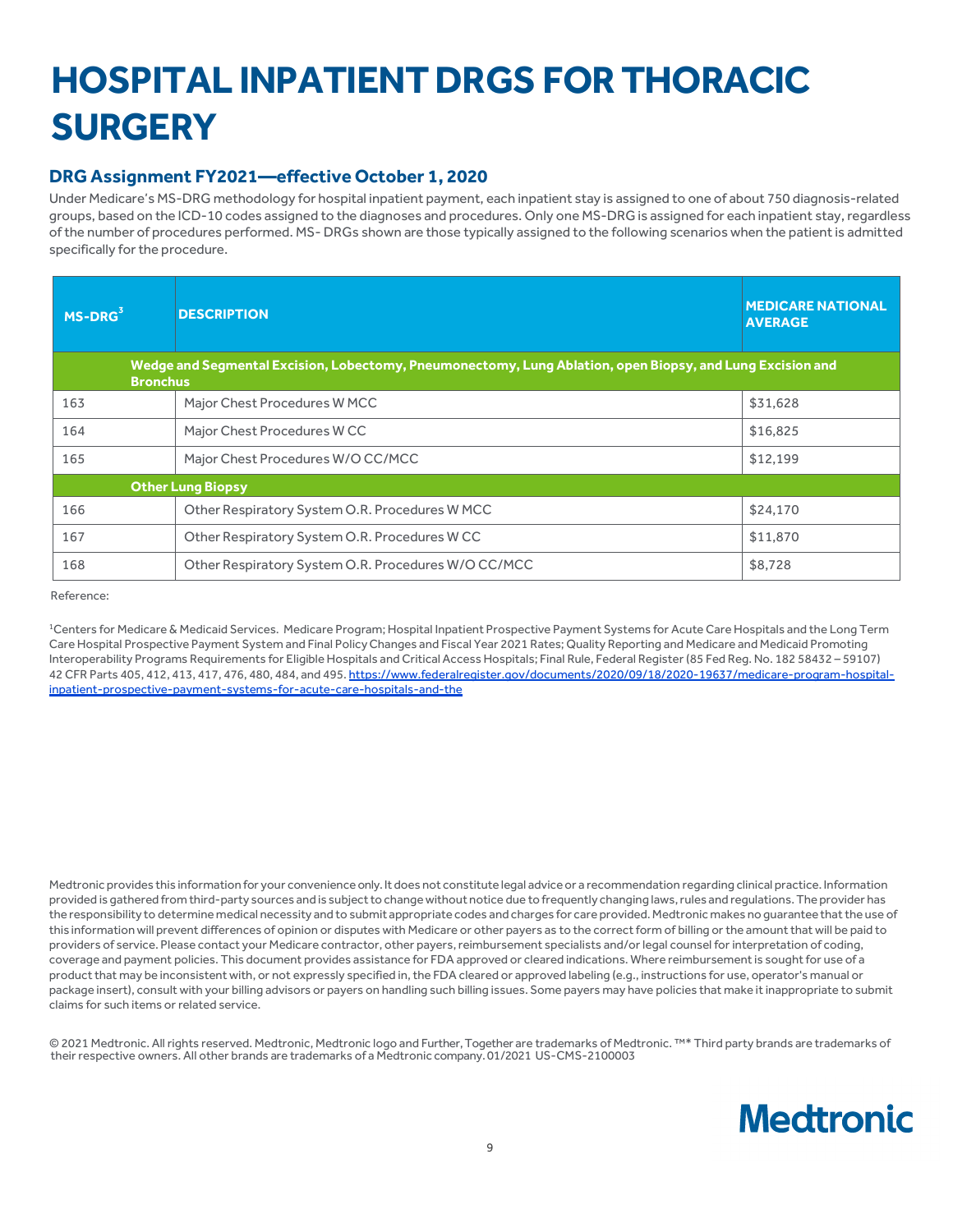# HOSPITAL INPATIENT DRGS FOR THORACIC SURGERY

## DRG Assignment FY2021—effective October 1, 2020

Under Medicare's MS-DRG methodology for hospital inpatient payment, each inpatient stay is assigned to one of about 750 diagnosis-related groups, based on the ICD-10 codes assigned to the diagnoses and procedures. Only one MS-DRG is assigned for each inpatient stay, regardless of the number of procedures performed. MS- DRGs shown are those typically assigned to the following scenarios when the patient is admitted specifically for the procedure.

| MS-DRG[3] | DESCRIPTION | MEDICARE NATIONAL AVERAGE |
|---|---|---|
| **Wedge and Segmental Excision, Lobectomy, Pneumonectomy, Lung Ablation, open Biopsy, and Lung Excision and Bronchus** | | |
| 163 | Major Chest Procedures W MCC | $31,628 |
| 164 | Major Chest Procedures W CC | $16,825 |
| 165 | Major Chest Procedures W/O CC/MCC | $12,199 |
| **Other Lung Biopsy** | | |
| 166 | Other Respiratory System O.R. Procedures W MCC | $24,170 |
| 167 | Other Respiratory System O.R. Procedures W CC | $11,870 |
| 168 | Other Respiratory System O.R. Procedures W/O CC/MCC | $8,728 |

Reference:

[1]Centers for Medicare & Medicaid Services. Medicare Program; Hospital Inpatient Prospective Payment Systems for Acute Care Hospitals and the Long Term Care Hospital Prospective Payment System and Final Policy Changes and Fiscal Year 2021 Rates; Quality Reporting and Medicare and Medicaid Promoting Interoperability Programs Requirements for Eligible Hospitals and Critical Access Hospitals; Final Rule, Federal Register (85 Fed Reg. No. 182 58432 – 59107) 42 CFR Parts 405, 412, 413, 417, 476, 480, 484, and 495. https://www.federalregister.gov/documents/2020/09/18/2020-19637/medicare-program-hospital-inpatient-prospective-payment-systems-for-acute-care-hospitals-and-the

Medtronic provides this information for your convenience only. It does not constitute legal advice or a recommendation regarding clinical practice. Information provided is gathered from third-party sources and is subject to change without notice due to frequently changing laws, rules and regulations. The provider has the responsibility to determine medical necessity and to submit appropriate codes and charges for care provided. Medtronic makes no guarantee that the use of this information will prevent differences of opinion or disputes with Medicare or other payers as to the correct form of billing or the amount that will be paid to providers of service. Please contact your Medicare contractor, other payers, reimbursement specialists and/or legal counsel for interpretation of coding, coverage and payment policies. This document provides assistance for FDA approved or cleared indications. Where reimbursement is sought for use of a product that may be inconsistent with, or not expressly specified in, the FDA cleared or approved labeling (e.g., instructions for use, operator's manual or package insert), consult with your billing advisors or payers on handling such billing issues. Some payers may have policies that make it inappropriate to submit claims for such items or related service.

© 2021 Medtronic. All rights reserved. Medtronic, Medtronic logo and Further, Together are trademarks of Medtronic. ™* Third party brands are trademarks of their respective owners. All other brands are trademarks of a Medtronic company. 01/2021 US-CMS-2100003

Medtronic